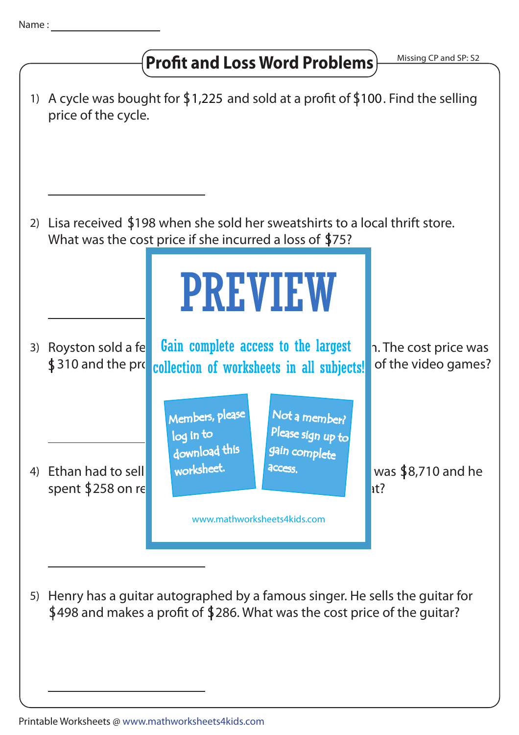Name : ________________

# Profit and Loss Word Problems

Missing CP and SP: S2

1) A cycle was bought for $1,225 and sold at a profit of $100. Find the selling price of the cycle.

________________

2) Lisa received $198 when she sold her sweatshirts to a local thrift store. What was the cost price if she incurred a loss of $75?

________________

PREVIEW

Gain complete access to the largest collection of worksheets in all subjects!

Members, please log in to download this worksheet.

Not a member? Please sign up to gain complete access.

www.mathworksheets4kids.com

3) Royston sold a fe ... n. The cost price was $310 and the pro ... of the video games?

________________

4) Ethan had to sell ... was $8,710 and he spent $258 on re ... at?

________________

5) Henry has a guitar autographed by a famous singer. He sells the guitar for $498 and makes a profit of $286. What was the cost price of the guitar?

________________

Printable Worksheets @ www.mathworksheets4kids.com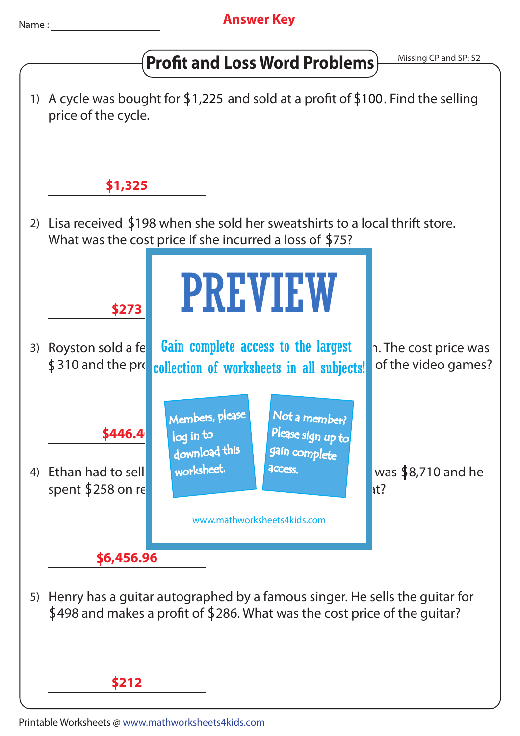Name : ___________________

**Answer Key**

# Profit and Loss Word Problems

Missing CP and SP: S2

1) A cycle was bought for \$1,225 and sold at a profit of \$100. Find the selling price of the cycle.

**\$1,325**

2) Lisa received \$198 when she sold her sweatshirts to a local thrift store. What was the cost price if she incurred a loss of \$75?

**\$273**

3) Royston sold a fe... . The cost price was \$310 and the pr... of the video games?

**\$446.4**

4) Ethan had to sell ... was \$8,710 and he spent \$258 on re... at?

**\$6,456.96**

PREVIEW

Gain complete access to the largest collection of worksheets in all subjects!

Members, please log in to download this worksheet.

Not a member? Please sign up to gain complete access.

www.mathworksheets4kids.com

5) Henry has a guitar autographed by a famous singer. He sells the guitar for \$498 and makes a profit of \$286. What was the cost price of the guitar?

**\$212**

Printable Worksheets @ www.mathworksheets4kids.com